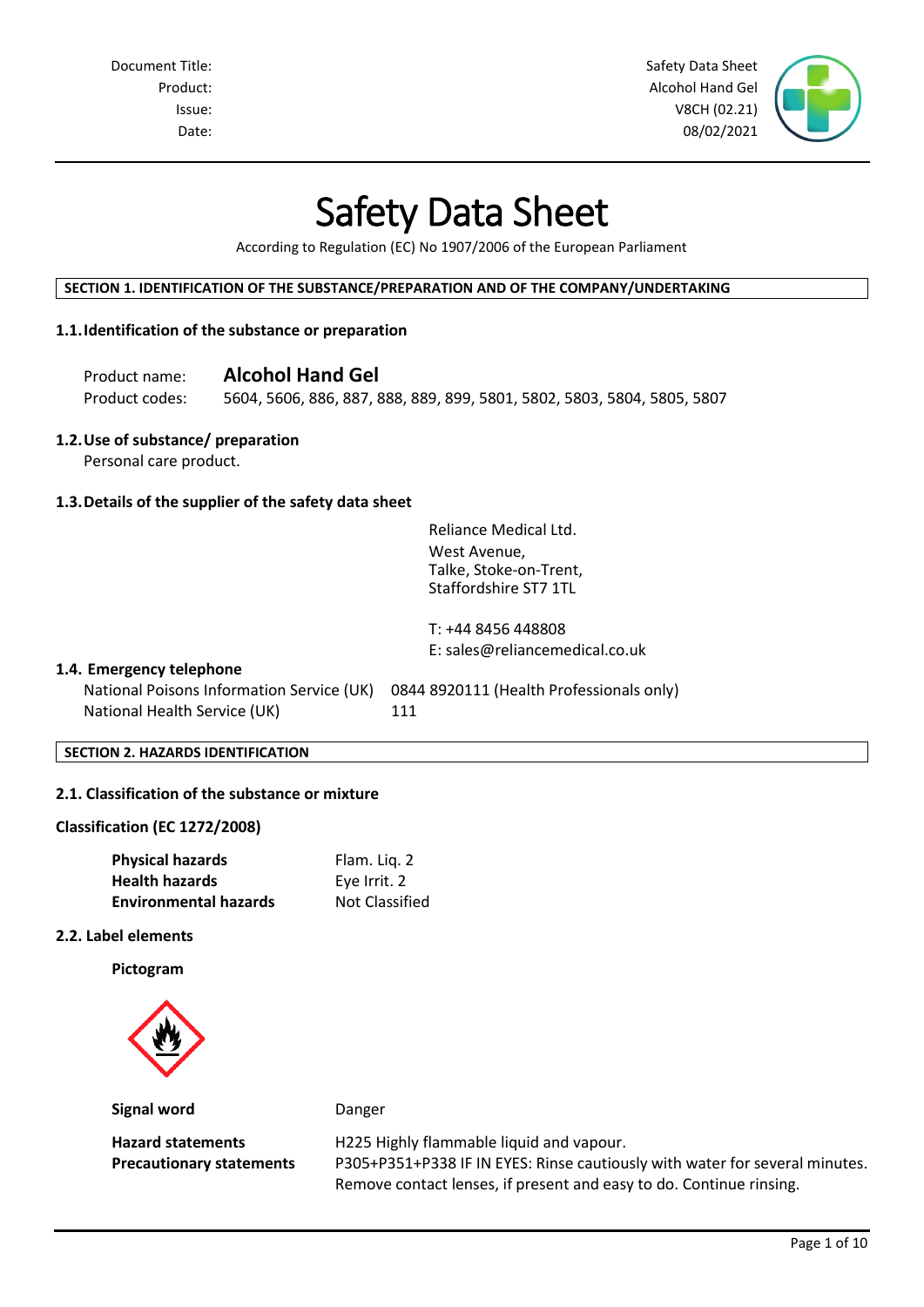| | |
|---|---|
| Document Title: | Safety Data Sheet |
| Product: | Alcohol Hand Gel |
| Issue: | V8CH (02.21) |
| Date: | 08/02/2021 |

# Safety Data Sheet

According to Regulation (EC) No 1907/2006 of the European Parliament

## SECTION 1. IDENTIFICATION OF THE SUBSTANCE/PREPARATION AND OF THE COMPANY/UNDERTAKING

### 1.1. Identification of the substance or preparation

Product name: **Alcohol Hand Gel**

Product codes: 5604, 5606, 886, 887, 888, 889, 899, 5801, 5802, 5803, 5804, 5805, 5807

### 1.2. Use of substance/ preparation

Personal care product.

### 1.3. Details of the supplier of the safety data sheet

Reliance Medical Ltd.
West Avenue,
Talke, Stoke-on-Trent,
Staffordshire ST7 1TL

T: +44 8456 448808
E: sales@reliancemedical.co.uk

### 1.4. Emergency telephone

| | |
|---|---|
| National Poisons Information Service (UK) | 0844 8920111 (Health Professionals only) |
| National Health Service (UK) | 111 |

## SECTION 2. HAZARDS IDENTIFICATION

### 2.1. Classification of the substance or mixture

**Classification (EC 1272/2008)**

| | |
|---|---|
| **Physical hazards** | Flam. Liq. 2 |
| **Health hazards** | Eye Irrit. 2 |
| **Environmental hazards** | Not Classified |

### 2.2. Label elements

**Pictogram**

| | |
|---|---|
| **Signal word** | Danger |
| **Hazard statements** | H225 Highly flammable liquid and vapour. |
| **Precautionary statements** | P305+P351+P338 IF IN EYES: Rinse cautiously with water for several minutes. Remove contact lenses, if present and easy to do. Continue rinsing. |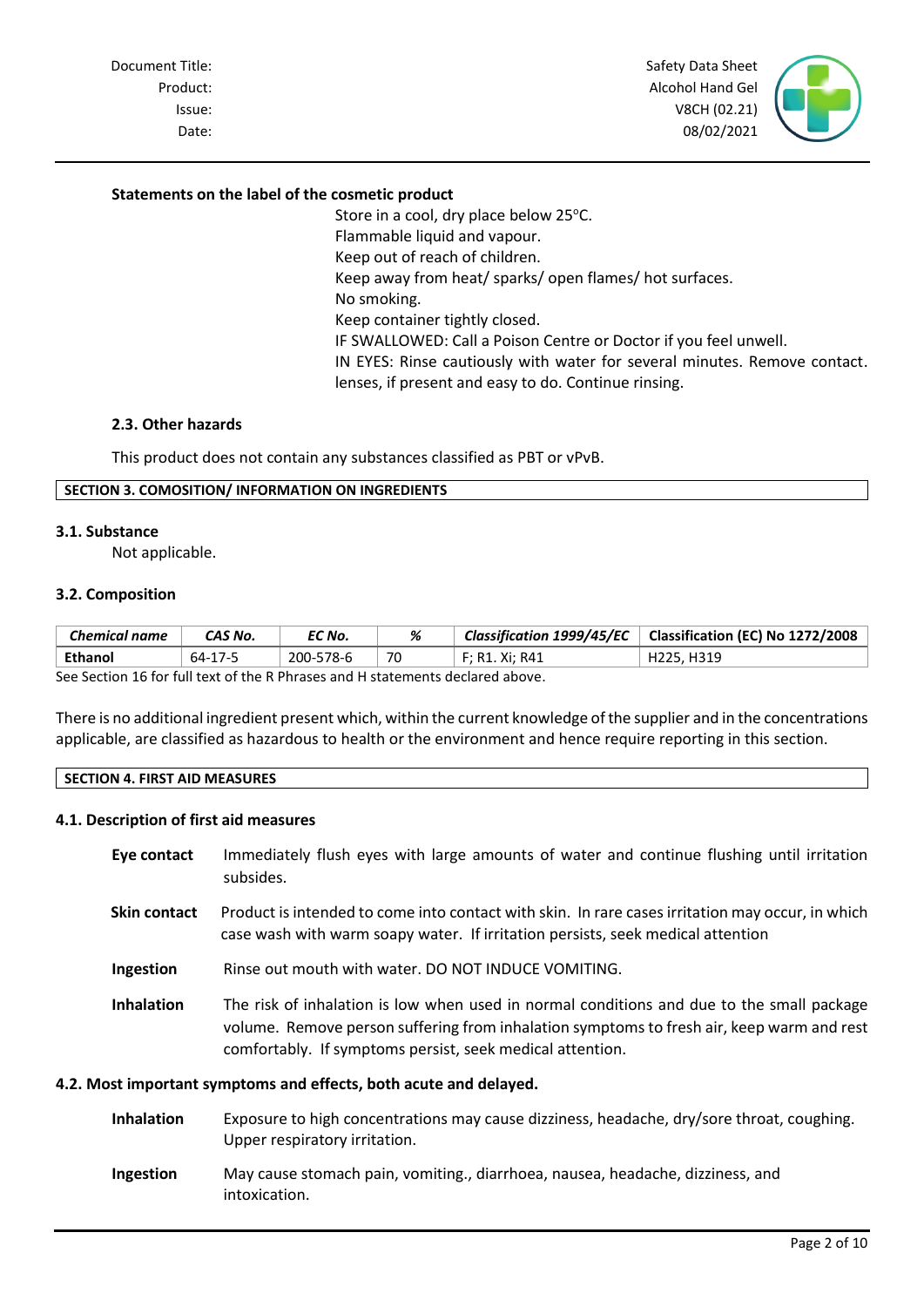**Statements on the label of the cosmetic product**

Store in a cool, dry place below 25°C.
Flammable liquid and vapour.
Keep out of reach of children.
Keep away from heat/ sparks/ open flames/ hot surfaces.
No smoking.
Keep container tightly closed.
IF SWALLOWED: Call a Poison Centre or Doctor if you feel unwell.
IN EYES: Rinse cautiously with water for several minutes. Remove contact. lenses, if present and easy to do. Continue rinsing.

### 2.3. Other hazards

This product does not contain any substances classified as PBT or vPvB.

## SECTION 3. COMOSITION/ INFORMATION ON INGREDIENTS

### 3.1. Substance

Not applicable.

### 3.2. Composition

| *Chemical name* | *CAS No.* | *EC No.* | *%* | *Classification 1999/45/EC* | Classification (EC) No 1272/2008 |
|---|---|---|---|---|---|
| **Ethanol** | 64-17-5 | 200-578-6 | 70 | F; R1. Xi; R41 | H225, H319 |

See Section 16 for full text of the R Phrases and H statements declared above.

There is no additional ingredient present which, within the current knowledge of the supplier and in the concentrations applicable, are classified as hazardous to health or the environment and hence require reporting in this section.

## SECTION 4. FIRST AID MEASURES

### 4.1. Description of first aid measures

**Eye contact** Immediately flush eyes with large amounts of water and continue flushing until irritation subsides.

**Skin contact** Product is intended to come into contact with skin. In rare cases irritation may occur, in which case wash with warm soapy water. If irritation persists, seek medical attention

**Ingestion** Rinse out mouth with water. DO NOT INDUCE VOMITING.

**Inhalation** The risk of inhalation is low when used in normal conditions and due to the small package volume. Remove person suffering from inhalation symptoms to fresh air, keep warm and rest comfortably. If symptoms persist, seek medical attention.

### 4.2. Most important symptoms and effects, both acute and delayed.

**Inhalation** Exposure to high concentrations may cause dizziness, headache, dry/sore throat, coughing. Upper respiratory irritation.

**Ingestion** May cause stomach pain, vomiting., diarrhoea, nausea, headache, dizziness, and intoxication.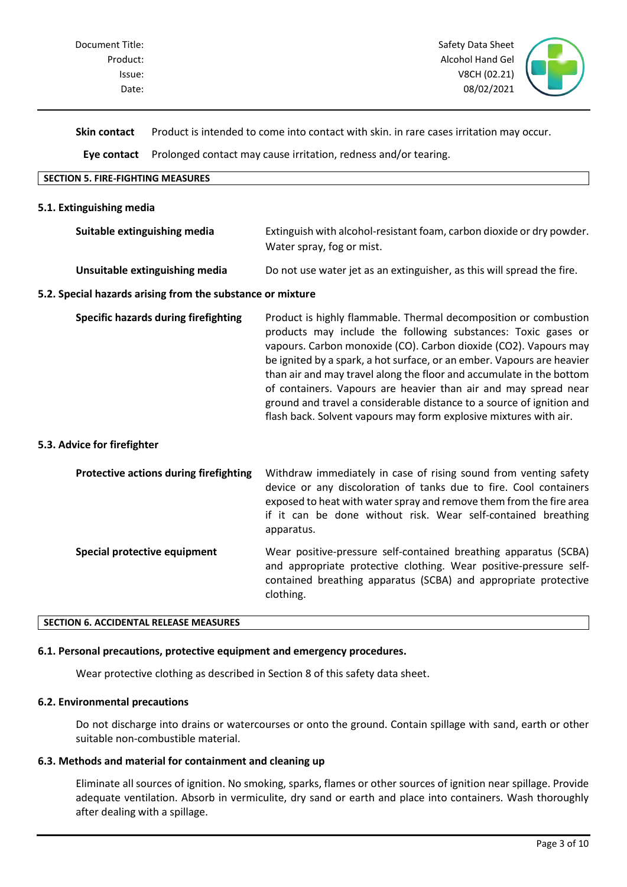**Skin contact** Product is intended to come into contact with skin. in rare cases irritation may occur.

**Eye contact** Prolonged contact may cause irritation, redness and/or tearing.

## SECTION 5. FIRE-FIGHTING MEASURES

### 5.1. Extinguishing media

**Suitable extinguishing media** Extinguish with alcohol-resistant foam, carbon dioxide or dry powder. Water spray, fog or mist.

**Unsuitable extinguishing media** Do not use water jet as an extinguisher, as this will spread the fire.

### 5.2. Special hazards arising from the substance or mixture

**Specific hazards during firefighting** Product is highly flammable. Thermal decomposition or combustion products may include the following substances: Toxic gases or vapours. Carbon monoxide (CO). Carbon dioxide ($CO_2$). Vapours may be ignited by a spark, a hot surface, or an ember. Vapours are heavier than air and may travel along the floor and accumulate in the bottom of containers. Vapours are heavier than air and may spread near ground and travel a considerable distance to a source of ignition and flash back. Solvent vapours may form explosive mixtures with air.

### 5.3. Advice for firefighter

**Protective actions during firefighting** Withdraw immediately in case of rising sound from venting safety device or any discoloration of tanks due to fire. Cool containers exposed to heat with water spray and remove them from the fire area if it can be done without risk. Wear self-contained breathing apparatus.

**Special protective equipment** Wear positive-pressure self-contained breathing apparatus (SCBA) and appropriate protective clothing. Wear positive-pressure self-contained breathing apparatus (SCBA) and appropriate protective clothing.

## SECTION 6. ACCIDENTAL RELEASE MEASURES

### 6.1. Personal precautions, protective equipment and emergency procedures.

Wear protective clothing as described in Section 8 of this safety data sheet.

### 6.2. Environmental precautions

Do not discharge into drains or watercourses or onto the ground. Contain spillage with sand, earth or other suitable non-combustible material.

### 6.3. Methods and material for containment and cleaning up

Eliminate all sources of ignition. No smoking, sparks, flames or other sources of ignition near spillage. Provide adequate ventilation. Absorb in vermiculite, dry sand or earth and place into containers. Wash thoroughly after dealing with a spillage.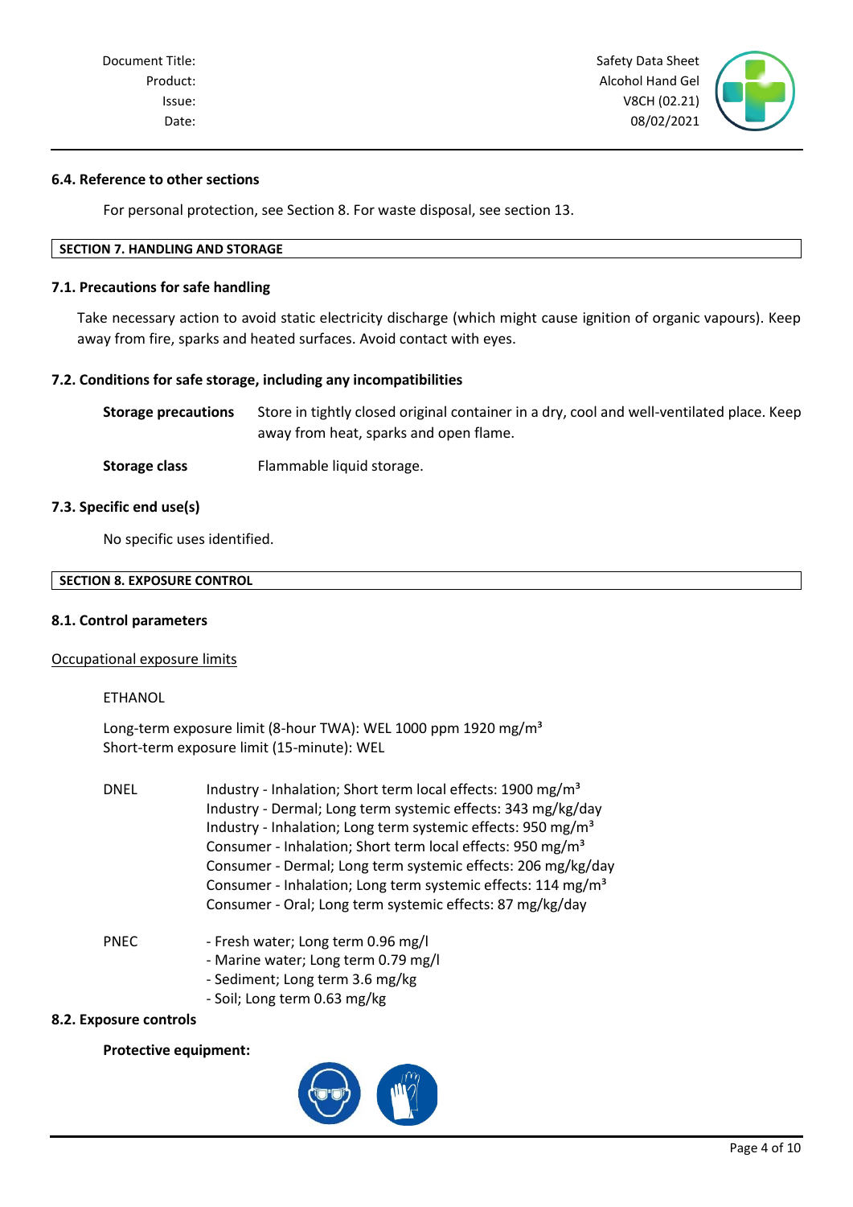#### 6.4. Reference to other sections

For personal protection, see Section 8. For waste disposal, see section 13.

## SECTION 7. HANDLING AND STORAGE

#### 7.1. Precautions for safe handling

Take necessary action to avoid static electricity discharge (which might cause ignition of organic vapours). Keep away from fire, sparks and heated surfaces. Avoid contact with eyes.

#### 7.2. Conditions for safe storage, including any incompatibilities

**Storage precautions** Store in tightly closed original container in a dry, cool and well-ventilated place. Keep away from heat, sparks and open flame.

**Storage class** Flammable liquid storage.

#### 7.3. Specific end use(s)

No specific uses identified.

## SECTION 8. EXPOSURE CONTROL

#### 8.1. Control parameters

Occupational exposure limits

ETHANOL

Long-term exposure limit (8-hour TWA): WEL 1000 ppm 1920 mg/m³
Short-term exposure limit (15-minute): WEL

DNEL
- Industry - Inhalation; Short term local effects: 1900 mg/m³
- Industry - Dermal; Long term systemic effects: 343 mg/kg/day
- Industry - Inhalation; Long term systemic effects: 950 mg/m³
- Consumer - Inhalation; Short term local effects: 950 mg/m³
- Consumer - Dermal; Long term systemic effects: 206 mg/kg/day
- Consumer - Inhalation; Long term systemic effects: 114 mg/m³
- Consumer - Oral; Long term systemic effects: 87 mg/kg/day

PNEC
- Fresh water; Long term 0.96 mg/l
- Marine water; Long term 0.79 mg/l
- Sediment; Long term 3.6 mg/kg
- Soil; Long term 0.63 mg/kg

#### 8.2. Exposure controls

**Protective equipment:**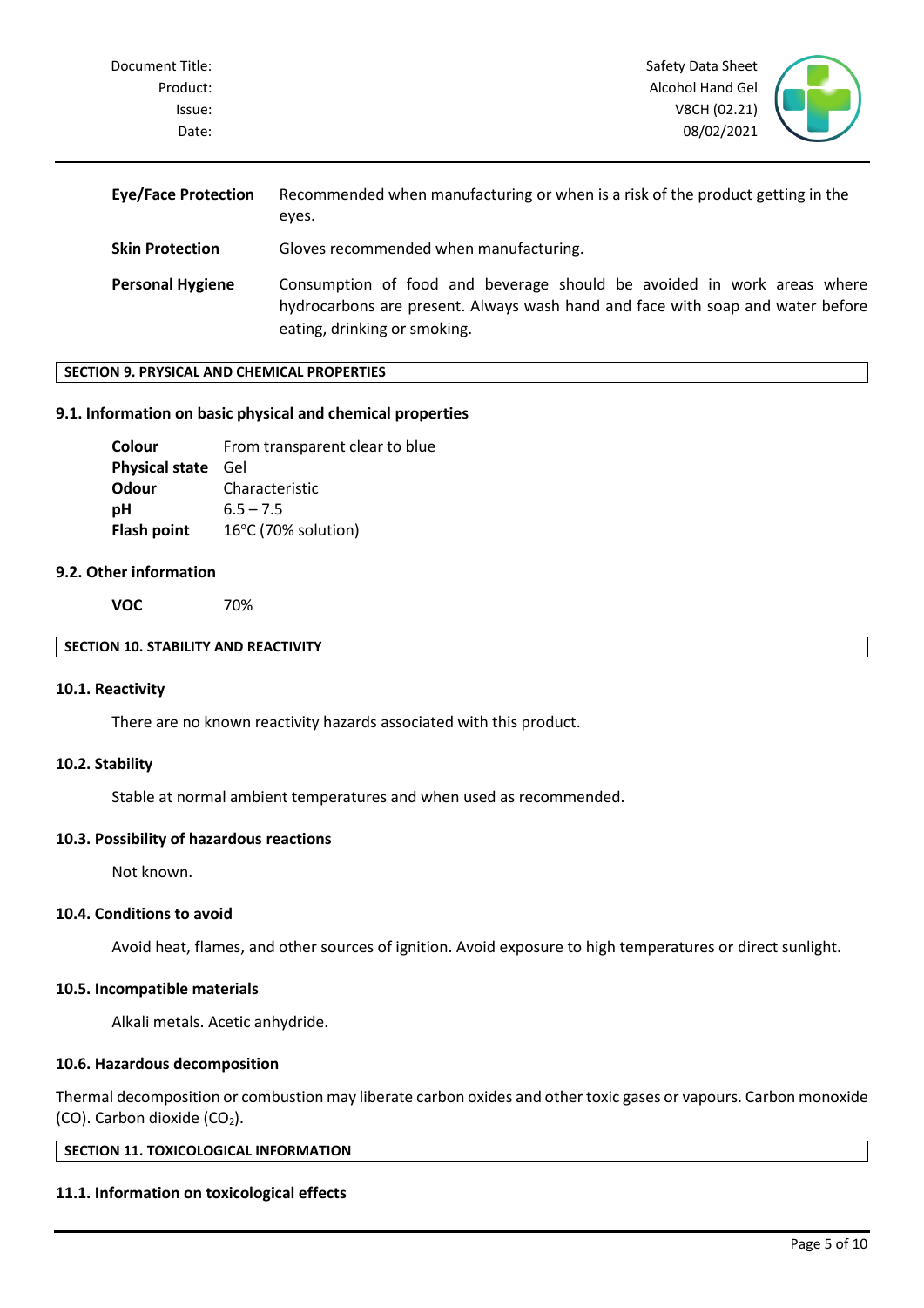**Eye/Face Protection** Recommended when manufacturing or when is a risk of the product getting in the eyes.

**Skin Protection** Gloves recommended when manufacturing.

**Personal Hygiene** Consumption of food and beverage should be avoided in work areas where hydrocarbons are present. Always wash hand and face with soap and water before eating, drinking or smoking.

## SECTION 9. PRYSICAL AND CHEMICAL PROPERTIES

### 9.1. Information on basic physical and chemical properties

| | |
|---|---|
| **Colour** | From transparent clear to blue |
| **Physical state** | Gel |
| **Odour** | Characteristic |
| **pH** | 6.5 – 7.5 |
| **Flash point** | 16°C (70% solution) |

### 9.2. Other information

**VOC** 70%

## SECTION 10. STABILITY AND REACTIVITY

### 10.1. Reactivity

There are no known reactivity hazards associated with this product.

### 10.2. Stability

Stable at normal ambient temperatures and when used as recommended.

### 10.3. Possibility of hazardous reactions

Not known.

### 10.4. Conditions to avoid

Avoid heat, flames, and other sources of ignition. Avoid exposure to high temperatures or direct sunlight.

### 10.5. Incompatible materials

Alkali metals. Acetic anhydride.

### 10.6. Hazardous decomposition

Thermal decomposition or combustion may liberate carbon oxides and other toxic gases or vapours. Carbon monoxide (CO). Carbon dioxide ($CO_2$).

## SECTION 11. TOXICOLOGICAL INFORMATION

### 11.1. Information on toxicological effects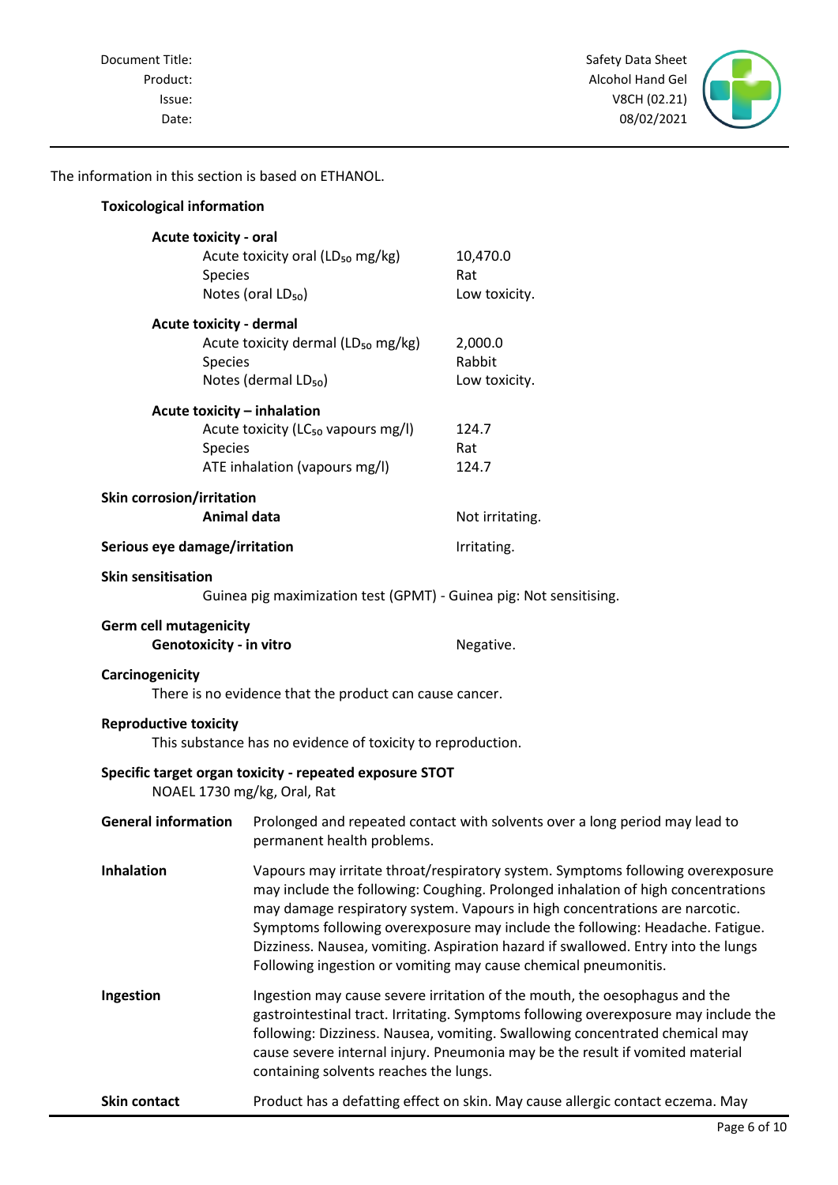The information in this section is based on ETHANOL.

**Toxicological information**

**Acute toxicity - oral**

| | |
|---|---|
| Acute toxicity oral ($LD_{50}$ mg/kg) | 10,470.0 |
| Species | Rat |
| Notes (oral $LD_{50}$) | Low toxicity. |

**Acute toxicity - dermal**

| | |
|---|---|
| Acute toxicity dermal ($LD_{50}$ mg/kg) | 2,000.0 |
| Species | Rabbit |
| Notes (dermal $LD_{50}$) | Low toxicity. |

**Acute toxicity – inhalation**

| | |
|---|---|
| Acute toxicity ($LC_{50}$ vapours mg/l) | 124.7 |
| Species | Rat |
| ATE inhalation (vapours mg/l) | 124.7 |

**Skin corrosion/irritation**

**Animal data** — Not irritating.

**Serious eye damage/irritation** — Irritating.

**Skin sensitisation**

Guinea pig maximization test (GPMT) - Guinea pig: Not sensitising.

**Germ cell mutagenicity**

**Genotoxicity - in vitro** — Negative.

**Carcinogenicity**

There is no evidence that the product can cause cancer.

**Reproductive toxicity**

This substance has no evidence of toxicity to reproduction.

**Specific target organ toxicity - repeated exposure STOT**

NOAEL 1730 mg/kg, Oral, Rat

**General information** — Prolonged and repeated contact with solvents over a long period may lead to permanent health problems.

**Inhalation** — Vapours may irritate throat/respiratory system. Symptoms following overexposure may include the following: Coughing. Prolonged inhalation of high concentrations may damage respiratory system. Vapours in high concentrations are narcotic. Symptoms following overexposure may include the following: Headache. Fatigue. Dizziness. Nausea, vomiting. Aspiration hazard if swallowed. Entry into the lungs Following ingestion or vomiting may cause chemical pneumonitis.

**Ingestion** — Ingestion may cause severe irritation of the mouth, the oesophagus and the gastrointestinal tract. Irritating. Symptoms following overexposure may include the following: Dizziness. Nausea, vomiting. Swallowing concentrated chemical may cause severe internal injury. Pneumonia may be the result if vomited material containing solvents reaches the lungs.

**Skin contact** — Product has a defatting effect on skin. May cause allergic contact eczema. May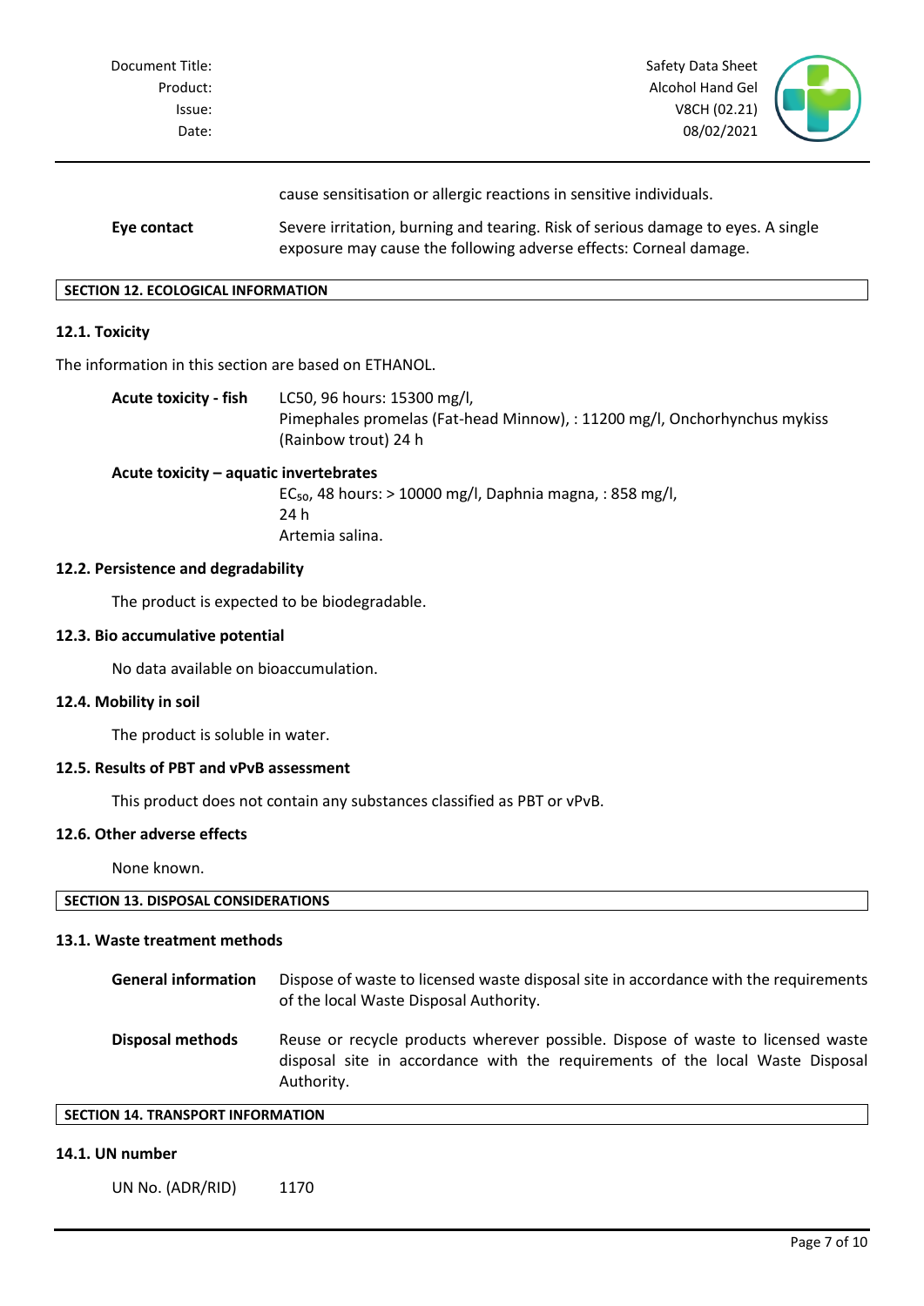cause sensitisation or allergic reactions in sensitive individuals.

**Eye contact** Severe irritation, burning and tearing. Risk of serious damage to eyes. A single exposure may cause the following adverse effects: Corneal damage.

## SECTION 12. ECOLOGICAL INFORMATION

### 12.1. Toxicity

The information in this section are based on ETHANOL.

**Acute toxicity - fish** LC50, 96 hours: 15300 mg/l, Pimephales promelas (Fat-head Minnow), : 11200 mg/l, Onchorhynchus mykiss (Rainbow trout) 24 h

**Acute toxicity – aquatic invertebrates**
$EC_{50}$, 48 hours: > 10000 mg/l, Daphnia magna, : 858 mg/l, 24 h
Artemia salina.

### 12.2. Persistence and degradability

The product is expected to be biodegradable.

### 12.3. Bio accumulative potential

No data available on bioaccumulation.

### 12.4. Mobility in soil

The product is soluble in water.

### 12.5. Results of PBT and vPvB assessment

This product does not contain any substances classified as PBT or vPvB.

### 12.6. Other adverse effects

None known.

## SECTION 13. DISPOSAL CONSIDERATIONS

### 13.1. Waste treatment methods

**General information** Dispose of waste to licensed waste disposal site in accordance with the requirements of the local Waste Disposal Authority.

**Disposal methods** Reuse or recycle products wherever possible. Dispose of waste to licensed waste disposal site in accordance with the requirements of the local Waste Disposal Authority.

## SECTION 14. TRANSPORT INFORMATION

### 14.1. UN number

UN No. (ADR/RID) 1170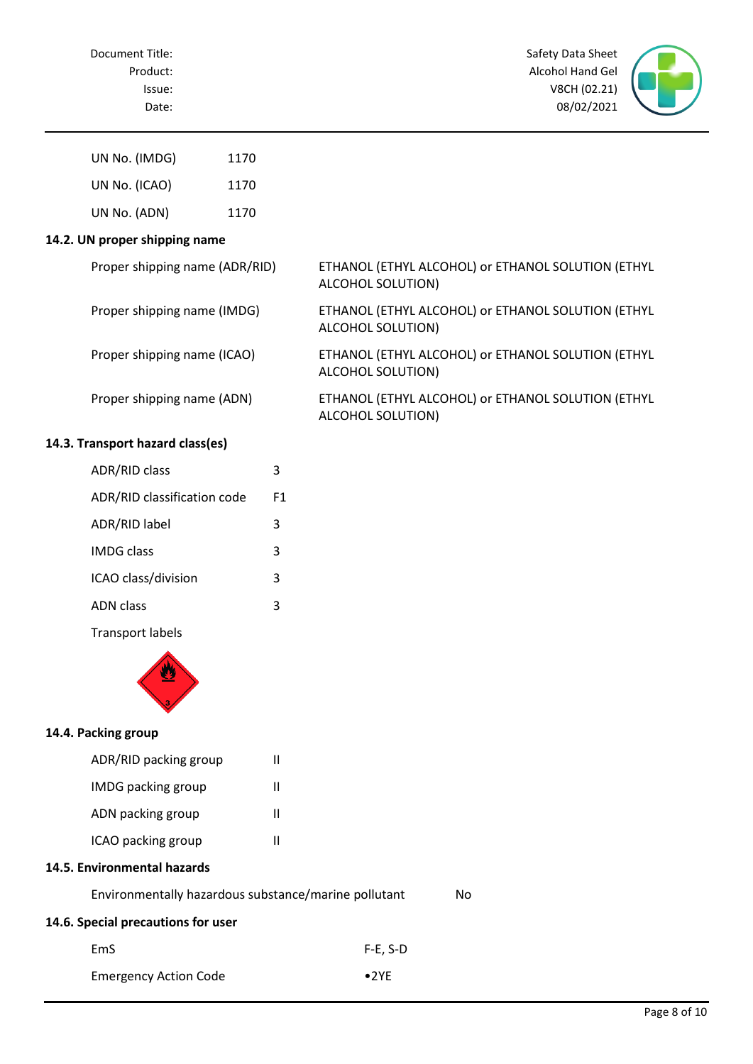| | |
|---|---|
| UN No. (IMDG) | 1170 |
| UN No. (ICAO) | 1170 |
| UN No. (ADN) | 1170 |

**14.2. UN proper shipping name**

| | |
|---|---|
| Proper shipping name (ADR/RID) | ETHANOL (ETHYL ALCOHOL) or ETHANOL SOLUTION (ETHYL ALCOHOL SOLUTION) |
| Proper shipping name (IMDG) | ETHANOL (ETHYL ALCOHOL) or ETHANOL SOLUTION (ETHYL ALCOHOL SOLUTION) |
| Proper shipping name (ICAO) | ETHANOL (ETHYL ALCOHOL) or ETHANOL SOLUTION (ETHYL ALCOHOL SOLUTION) |
| Proper shipping name (ADN) | ETHANOL (ETHYL ALCOHOL) or ETHANOL SOLUTION (ETHYL ALCOHOL SOLUTION) |

**14.3. Transport hazard class(es)**

| | |
|---|---|
| ADR/RID class | 3 |
| ADR/RID classification code | F1 |
| ADR/RID label | 3 |
| IMDG class | 3 |
| ICAO class/division | 3 |
| ADN class | 3 |

Transport labels

**14.4. Packing group**

| | |
|---|---|
| ADR/RID packing group | II |
| IMDG packing group | II |
| ADN packing group | II |
| ICAO packing group | II |

**14.5. Environmental hazards**

| | |
|---|---|
| Environmentally hazardous substance/marine pollutant | No |

**14.6. Special precautions for user**

| | |
|---|---|
| EmS | F-E, S-D |
| Emergency Action Code | •2YE |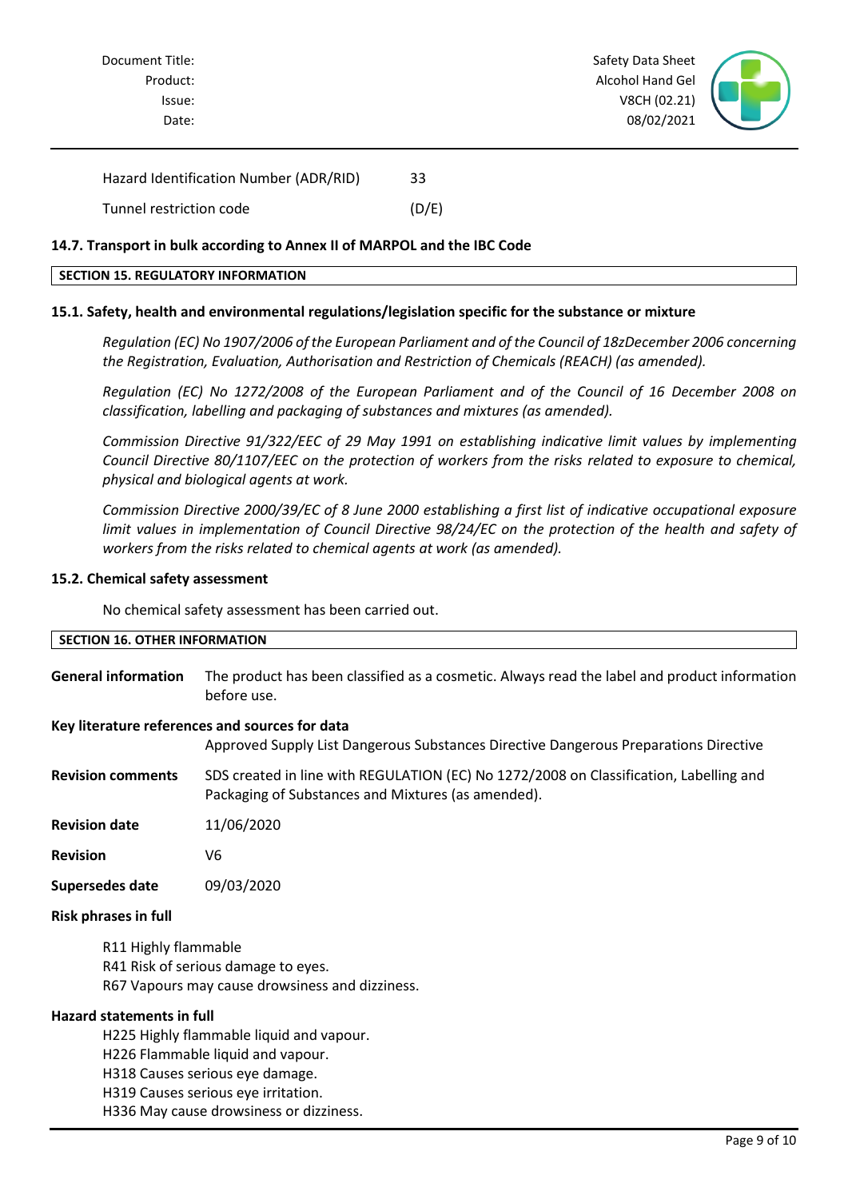| | |
|---|---|
| Hazard Identification Number (ADR/RID) | 33 |
| Tunnel restriction code | (D/E) |

**14.7. Transport in bulk according to Annex II of MARPOL and the IBC Code**

## SECTION 15. REGULATORY INFORMATION

**15.1. Safety, health and environmental regulations/legislation specific for the substance or mixture**

*Regulation (EC) No 1907/2006 of the European Parliament and of the Council of 18zDecember 2006 concerning the Registration, Evaluation, Authorisation and Restriction of Chemicals (REACH) (as amended).*

*Regulation (EC) No 1272/2008 of the European Parliament and of the Council of 16 December 2008 on classification, labelling and packaging of substances and mixtures (as amended).*

*Commission Directive 91/322/EEC of 29 May 1991 on establishing indicative limit values by implementing Council Directive 80/1107/EEC on the protection of workers from the risks related to exposure to chemical, physical and biological agents at work.*

*Commission Directive 2000/39/EC of 8 June 2000 establishing a first list of indicative occupational exposure limit values in implementation of Council Directive 98/24/EC on the protection of the health and safety of workers from the risks related to chemical agents at work (as amended).*

**15.2. Chemical safety assessment**

No chemical safety assessment has been carried out.

## SECTION 16. OTHER INFORMATION

**General information** The product has been classified as a cosmetic. Always read the label and product information before use.

**Key literature references and sources for data**
Approved Supply List Dangerous Substances Directive Dangerous Preparations Directive

**Revision comments** SDS created in line with REGULATION (EC) No 1272/2008 on Classification, Labelling and Packaging of Substances and Mixtures (as amended).

**Revision date** 11/06/2020

**Revision** V6

**Supersedes date** 09/03/2020

**Risk phrases in full**

R11 Highly flammable
R41 Risk of serious damage to eyes.
R67 Vapours may cause drowsiness and dizziness.

**Hazard statements in full**

H225 Highly flammable liquid and vapour.
H226 Flammable liquid and vapour.
H318 Causes serious eye damage.
H319 Causes serious eye irritation.
H336 May cause drowsiness or dizziness.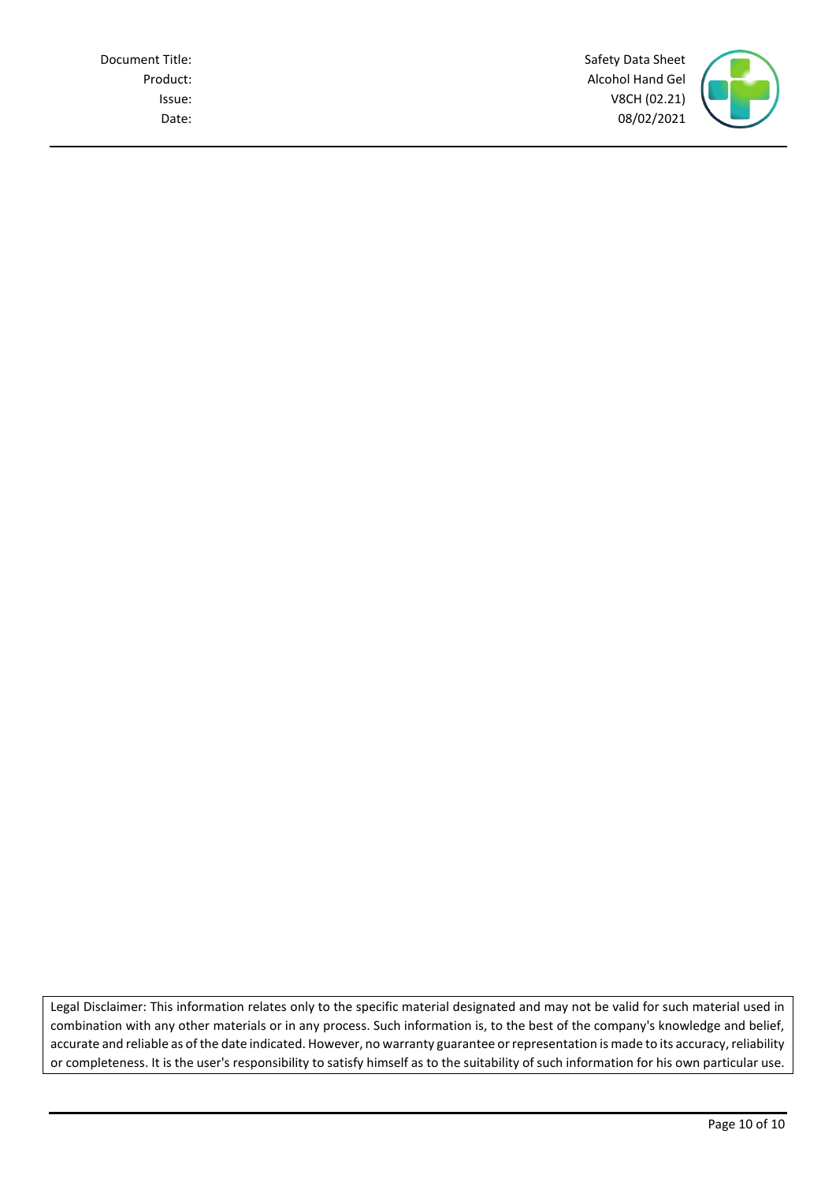Legal Disclaimer: This information relates only to the specific material designated and may not be valid for such material used in combination with any other materials or in any process. Such information is, to the best of the company's knowledge and belief, accurate and reliable as of the date indicated. However, no warranty guarantee or representation is made to its accuracy, reliability or completeness. It is the user's responsibility to satisfy himself as to the suitability of such information for his own particular use.